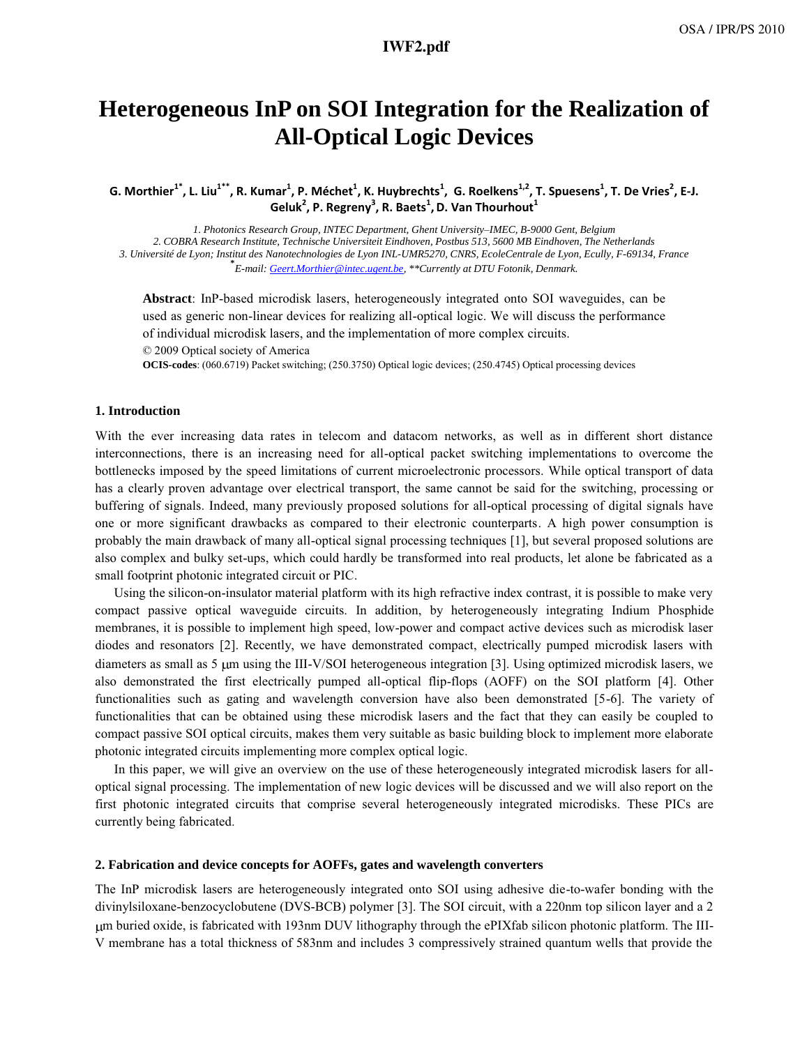# Heterogeneous InP on SOI Integration for the Realization of All-Optical Logic Devices

**G. Morthier[1*], L. Liu[1**], R. Kumar[1], P. Méchet[1], K. Huybrechts[1], G. Roelkens[1,2], T. Spuesens[1], T. De Vries[2], E-J. Geluk[2], P. Regreny[3], R. Baets[1], D. Van Thourhout[1]**

*1. Photonics Research Group, INTEC Department, Ghent University–IMEC, B-9000 Gent, Belgium*
*2. COBRA Research Institute, Technische Universiteit Eindhoven, Postbus 513, 5600 MB Eindhoven, The Netherlands*
*3. Université de Lyon; Institut des Nanotechnologies de Lyon INL-UMR5270, CNRS, EcoleCentrale de Lyon, Ecully, F-69134, France*
*[*]E-mail: Geert.Morthier@intec.ugent.be, **Currently at DTU Fotonik, Denmark.*

**Abstract**: InP-based microdisk lasers, heterogeneously integrated onto SOI waveguides, can be used as generic non-linear devices for realizing all-optical logic. We will discuss the performance of individual microdisk lasers, and the implementation of more complex circuits.

© 2009 Optical society of America

**OCIS-codes**: (060.6719) Packet switching; (250.3750) Optical logic devices; (250.4745) Optical processing devices

### 1. Introduction

With the ever increasing data rates in telecom and datacom networks, as well as in different short distance interconnections, there is an increasing need for all-optical packet switching implementations to overcome the bottlenecks imposed by the speed limitations of current microelectronic processors. While optical transport of data has a clearly proven advantage over electrical transport, the same cannot be said for the switching, processing or buffering of signals. Indeed, many previously proposed solutions for all-optical processing of digital signals have one or more significant drawbacks as compared to their electronic counterparts. A high power consumption is probably the main drawback of many all-optical signal processing techniques [1], but several proposed solutions are also complex and bulky set-ups, which could hardly be transformed into real products, let alone be fabricated as a small footprint photonic integrated circuit or PIC.

Using the silicon-on-insulator material platform with its high refractive index contrast, it is possible to make very compact passive optical waveguide circuits. In addition, by heterogeneously integrating Indium Phosphide membranes, it is possible to implement high speed, low-power and compact active devices such as microdisk laser diodes and resonators [2]. Recently, we have demonstrated compact, electrically pumped microdisk lasers with diameters as small as 5 μm using the III-V/SOI heterogeneous integration [3]. Using optimized microdisk lasers, we also demonstrated the first electrically pumped all-optical flip-flops (AOFF) on the SOI platform [4]. Other functionalities such as gating and wavelength conversion have also been demonstrated [5-6]. The variety of functionalities that can be obtained using these microdisk lasers and the fact that they can easily be coupled to compact passive SOI optical circuits, makes them very suitable as basic building block to implement more elaborate photonic integrated circuits implementing more complex optical logic.

In this paper, we will give an overview on the use of these heterogeneously integrated microdisk lasers for all-optical signal processing. The implementation of new logic devices will be discussed and we will also report on the first photonic integrated circuits that comprise several heterogeneously integrated microdisks. These PICs are currently being fabricated.

### 2. Fabrication and device concepts for AOFFs, gates and wavelength converters

The InP microdisk lasers are heterogeneously integrated onto SOI using adhesive die-to-wafer bonding with the divinylsiloxane-benzocyclobutene (DVS-BCB) polymer [3]. The SOI circuit, with a 220nm top silicon layer and a 2 μm buried oxide, is fabricated with 193nm DUV lithography through the ePIXfab silicon photonic platform. The III-V membrane has a total thickness of 583nm and includes 3 compressively strained quantum wells that provide the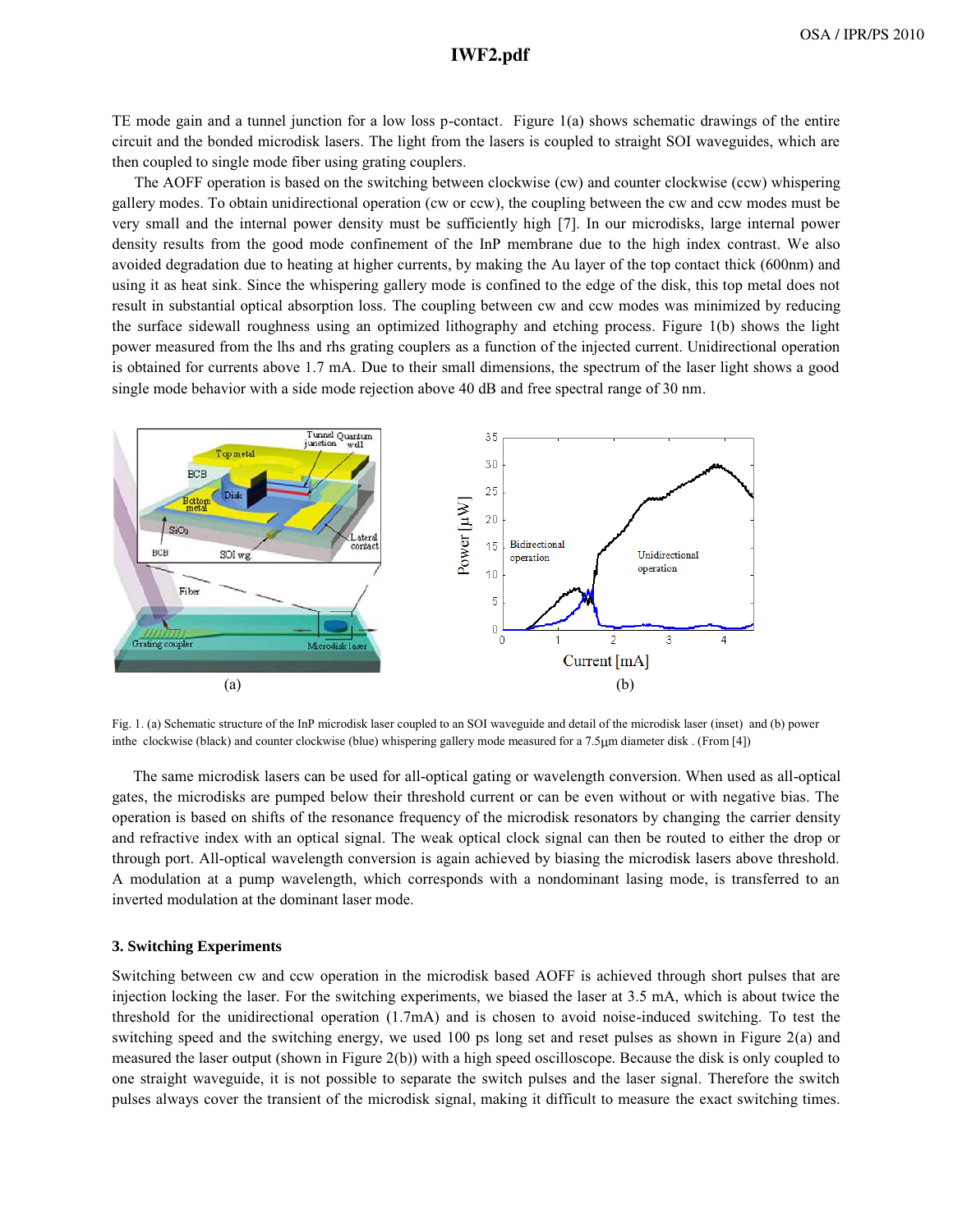TE mode gain and a tunnel junction for a low loss p-contact. Figure 1(a) shows schematic drawings of the entire circuit and the bonded microdisk lasers. The light from the lasers is coupled to straight SOI waveguides, which are then coupled to single mode fiber using grating couplers.

The AOFF operation is based on the switching between clockwise (cw) and counter clockwise (ccw) whispering gallery modes. To obtain unidirectional operation (cw or ccw), the coupling between the cw and ccw modes must be very small and the internal power density must be sufficiently high [7]. In our microdisks, large internal power density results from the good mode confinement of the InP membrane due to the high index contrast. We also avoided degradation due to heating at higher currents, by making the Au layer of the top contact thick (600nm) and using it as heat sink. Since the whispering gallery mode is confined to the edge of the disk, this top metal does not result in substantial optical absorption loss. The coupling between cw and ccw modes was minimized by reducing the surface sidewall roughness using an optimized lithography and etching process. Figure 1(b) shows the light power measured from the lhs and rhs grating couplers as a function of the injected current. Unidirectional operation is obtained for currents above 1.7 mA. Due to their small dimensions, the spectrum of the laser light shows a good single mode behavior with a side mode rejection above 40 dB and free spectral range of 30 nm.

Fig. 1. (a) Schematic structure of the InP microdisk laser coupled to an SOI waveguide and detail of the microdisk laser (inset) and (b) power inthe clockwise (black) and counter clockwise (blue) whispering gallery mode measured for a 7.5μm diameter disk . (From [4])

The same microdisk lasers can be used for all-optical gating or wavelength conversion. When used as all-optical gates, the microdisks are pumped below their threshold current or can be even without or with negative bias. The operation is based on shifts of the resonance frequency of the microdisk resonators by changing the carrier density and refractive index with an optical signal. The weak optical clock signal can then be routed to either the drop or through port. All-optical wavelength conversion is again achieved by biasing the microdisk lasers above threshold. A modulation at a pump wavelength, which corresponds with a nondominant lasing mode, is transferred to an inverted modulation at the dominant laser mode.

### 3. Switching Experiments

Switching between cw and ccw operation in the microdisk based AOFF is achieved through short pulses that are injection locking the laser. For the switching experiments, we biased the laser at 3.5 mA, which is about twice the threshold for the unidirectional operation (1.7mA) and is chosen to avoid noise-induced switching. To test the switching speed and the switching energy, we used 100 ps long set and reset pulses as shown in Figure 2(a) and measured the laser output (shown in Figure 2(b)) with a high speed oscilloscope. Because the disk is only coupled to one straight waveguide, it is not possible to separate the switch pulses and the laser signal. Therefore the switch pulses always cover the transient of the microdisk signal, making it difficult to measure the exact switching times.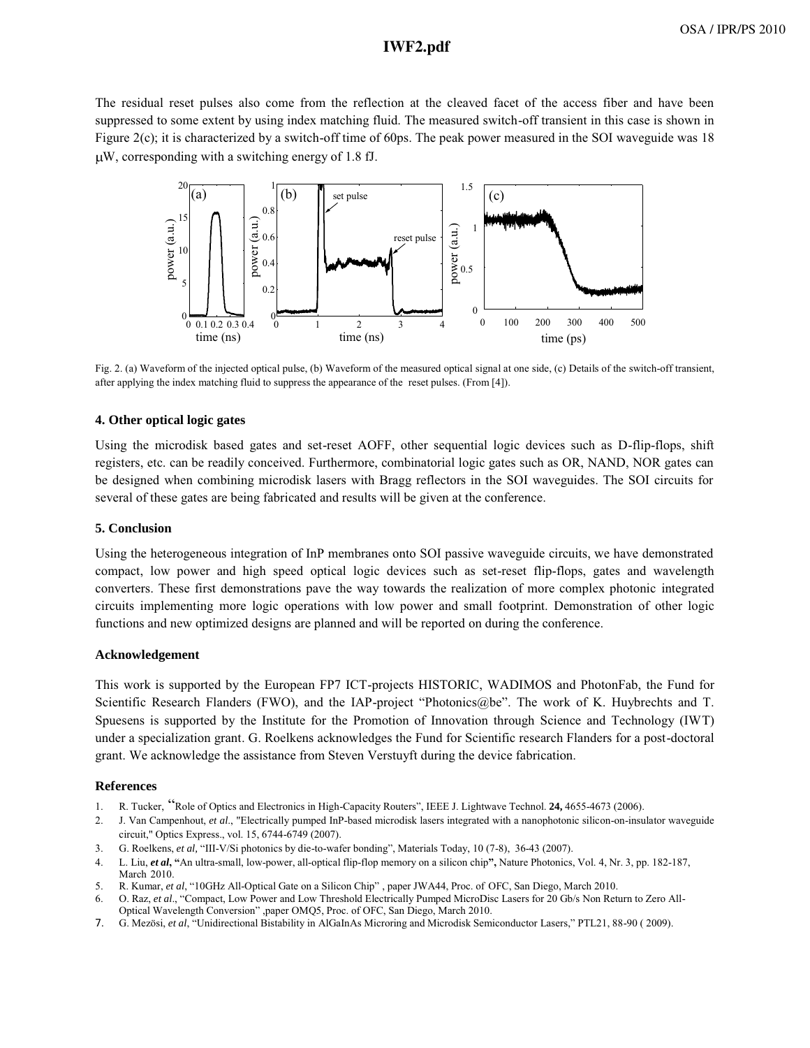The residual reset pulses also come from the reflection at the cleaved facet of the access fiber and have been suppressed to some extent by using index matching fluid. The measured switch-off transient in this case is shown in Figure 2(c); it is characterized by a switch-off time of 60ps. The peak power measured in the SOI waveguide was 18 μW, corresponding with a switching energy of 1.8 fJ.

(a)
power (a.u.)
20
15
10
5
0
0 0.1 0.2 0.3 0.4
time (ns)

(b)
power (a.u.)
1
0.8
0.6
0.4
0.2
0
0 1 2 3 4
time (ns)
set pulse
reset pulse

(c)
power (a.u.)
1.5
1
0.5
0
0 100 200 300 400 500
time (ps)

Fig. 2. (a) Waveform of the injected optical pulse, (b) Waveform of the measured optical signal at one side, (c) Details of the switch-off transient, after applying the index matching fluid to suppress the appearance of the reset pulses. (From [4]).

#### 4. Other optical logic gates

Using the microdisk based gates and set-reset AOFF, other sequential logic devices such as D-flip-flops, shift registers, etc. can be readily conceived. Furthermore, combinatorial logic gates such as OR, NAND, NOR gates can be designed when combining microdisk lasers with Bragg reflectors in the SOI waveguides. The SOI circuits for several of these gates are being fabricated and results will be given at the conference.

#### 5. Conclusion

Using the heterogeneous integration of InP membranes onto SOI passive waveguide circuits, we have demonstrated compact, low power and high speed optical logic devices such as set-reset flip-flops, gates and wavelength converters. These first demonstrations pave the way towards the realization of more complex photonic integrated circuits implementing more logic operations with low power and small footprint. Demonstration of other logic functions and new optimized designs are planned and will be reported on during the conference.

#### Acknowledgement

This work is supported by the European FP7 ICT-projects HISTORIC, WADIMOS and PhotonFab, the Fund for Scientific Research Flanders (FWO), and the IAP-project "Photonics@be". The work of K. Huybrechts and T. Spuesens is supported by the Institute for the Promotion of Innovation through Science and Technology (IWT) under a specialization grant. G. Roelkens acknowledges the Fund for Scientific research Flanders for a post-doctoral grant. We acknowledge the assistance from Steven Verstuyft during the device fabrication.

#### References

1. R. Tucker, "Role of Optics and Electronics in High-Capacity Routers", IEEE J. Lightwave Technol. **24,** 4655-4673 (2006).
2. J. Van Campenhout, *et al*., "Electrically pumped InP-based microdisk lasers integrated with a nanophotonic silicon-on-insulator waveguide circuit," Optics Express., vol. 15, 6744-6749 (2007).
3. G. Roelkens, *et al,* "III-V/Si photonics by die-to-wafer bonding", Materials Today, 10 (7-8), 36-43 (2007).
4. L. Liu, ***et al*, "**An ultra-small, low-power, all-optical flip-flop memory on a silicon chip**",** Nature Photonics, Vol. 4, Nr. 3, pp. 182-187, March 2010.
5. R. Kumar, *et al*, "10GHz All-Optical Gate on a Silicon Chip" , paper JWA44, Proc. of OFC, San Diego, March 2010.
6. O. Raz, *et al*., "Compact, Low Power and Low Threshold Electrically Pumped MicroDisc Lasers for 20 Gb/s Non Return to Zero All-Optical Wavelength Conversion" ,paper OMQ5, Proc. of OFC, San Diego, March 2010.
7. G. Mezösi, *et al*, "Unidirectional Bistability in AlGaInAs Microring and Microdisk Semiconductor Lasers," PTL21, 88-90 ( 2009).